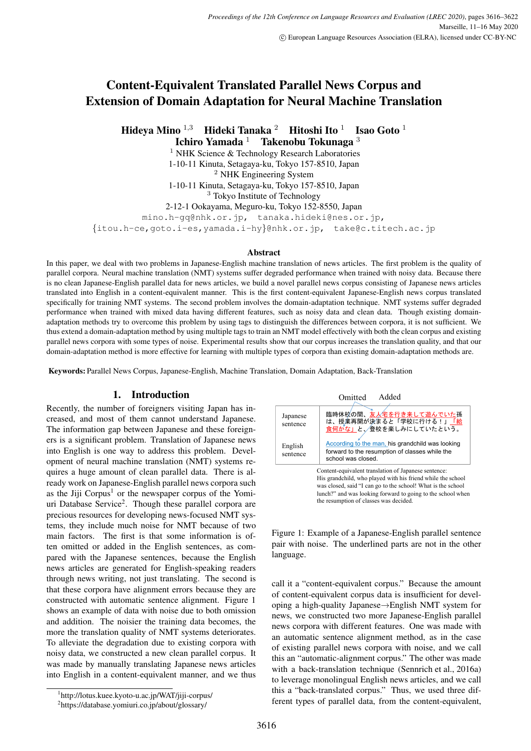# Content-Equivalent Translated Parallel News Corpus and Extension of Domain Adaptation for Neural Machine Translation

**Hideya Mino** [1,3] **Hideki Tanaka** [2] **Hitoshi Ito** [1] **Isao Goto** [1]
**Ichiro Yamada** [1] **Takenobu Tokunaga** [3]

[1] NHK Science & Technology Research Laboratories
1-10-11 Kinuta, Setagaya-ku, Tokyo 157-8510, Japan
[2] NHK Engineering System
1-10-11 Kinuta, Setagaya-ku, Tokyo 157-8510, Japan
[3] Tokyo Institute of Technology
2-12-1 Ookayama, Meguro-ku, Tokyo 152-8550, Japan
mino.h-gq@nhk.or.jp, tanaka.hideki@nes.or.jp,
{itou.h-ce,goto.i-es,yamada.i-hy}@nhk.or.jp, take@c.titech.ac.jp

## Abstract

In this paper, we deal with two problems in Japanese-English machine translation of news articles. The first problem is the quality of parallel corpora. Neural machine translation (NMT) systems suffer degraded performance when trained with noisy data. Because there is no clean Japanese-English parallel data for news articles, we build a novel parallel news corpus consisting of Japanese news articles translated into English in a content-equivalent manner. This is the first content-equivalent Japanese-English news corpus translated specifically for training NMT systems. The second problem involves the domain-adaptation technique. NMT systems suffer degraded performance when trained with mixed data having different features, such as noisy data and clean data. Though existing domain-adaptation methods try to overcome this problem by using tags to distinguish the differences between corpora, it is not sufficient. We thus extend a domain-adaptation method by using multiple tags to train an NMT model effectively with both the clean corpus and existing parallel news corpora with some types of noise. Experimental results show that our corpus increases the translation quality, and that our domain-adaptation method is more effective for learning with multiple types of corpora than existing domain-adaptation methods are.

**Keywords:** Parallel News Corpus, Japanese-English, Machine Translation, Domain Adaptation, Back-Translation

## 1. Introduction

Recently, the number of foreigners visiting Japan has increased, and most of them cannot understand Japanese. The information gap between Japanese and these foreigners is a significant problem. Translation of Japanese news into English is one way to address this problem. Development of neural machine translation (NMT) systems requires a huge amount of clean parallel data. There is already work on Japanese-English parallel news corpora such as the Jiji Corpus[1] or the newspaper corpus of the Yomiuri Database Service[2]. Though these parallel corpora are precious resources for developing news-focused NMT systems, they include much noise for NMT because of two main factors. The first is that some information is often omitted or added in the English sentences, as compared with the Japanese sentences, because the English news articles are generated for English-speaking readers through news writing, not just translating. The second is that these corpora have alignment errors because they are constructed with automatic sentence alignment. Figure 1 shows an example of data with noise due to both omission and addition. The noisier the training data becomes, the more the translation quality of NMT systems deteriorates. To alleviate the degradation due to existing corpora with noisy data, we constructed a new clean parallel corpus. It was made by manually translating Japanese news articles into English in a content-equivalent manner, and we thus call it a "content-equivalent corpus." Because the amount of content-equivalent corpus data is insufficient for developing a high-quality Japanese→English NMT system for news, we constructed two more Japanese-English parallel news corpora with different features. One was made with an automatic sentence alignment method, as in the case of existing parallel news corpora with noise, and we call this an "automatic-alignment corpus." The other was made with a back-translation technique (Sennrich et al., 2016a) to leverage monolingual English news articles, and we call this a "back-translated corpus." Thus, we used three different types of parallel data, from the content-equivalent,

Omitted    Added

| | |
|---|---|
| Japanese sentence | 臨時休校の間、友人宅を行き来して遊んでいた孫は、授業再開が決まると「学校に行ける！」「給食何かな」と、登校を楽しみにしていたという。 |
| English sentence | According to the man, his grandchild was looking forward to the resumption of classes while the school was closed. |

Content-equivalent translation of Japanese sentence:
His grandchild, who played with his friend while the school was closed, said "I can go to the school! What is the school lunch?" and was looking forward to going to the school when the resumption of classes was decided.

Figure 1: Example of a Japanese-English parallel sentence pair with noise. The underlined parts are not in the other language.

---

[1] http://lotus.kuee.kyoto-u.ac.jp/WAT/jiji-corpus/
[2] https://database.yomiuri.co.jp/about/glossary/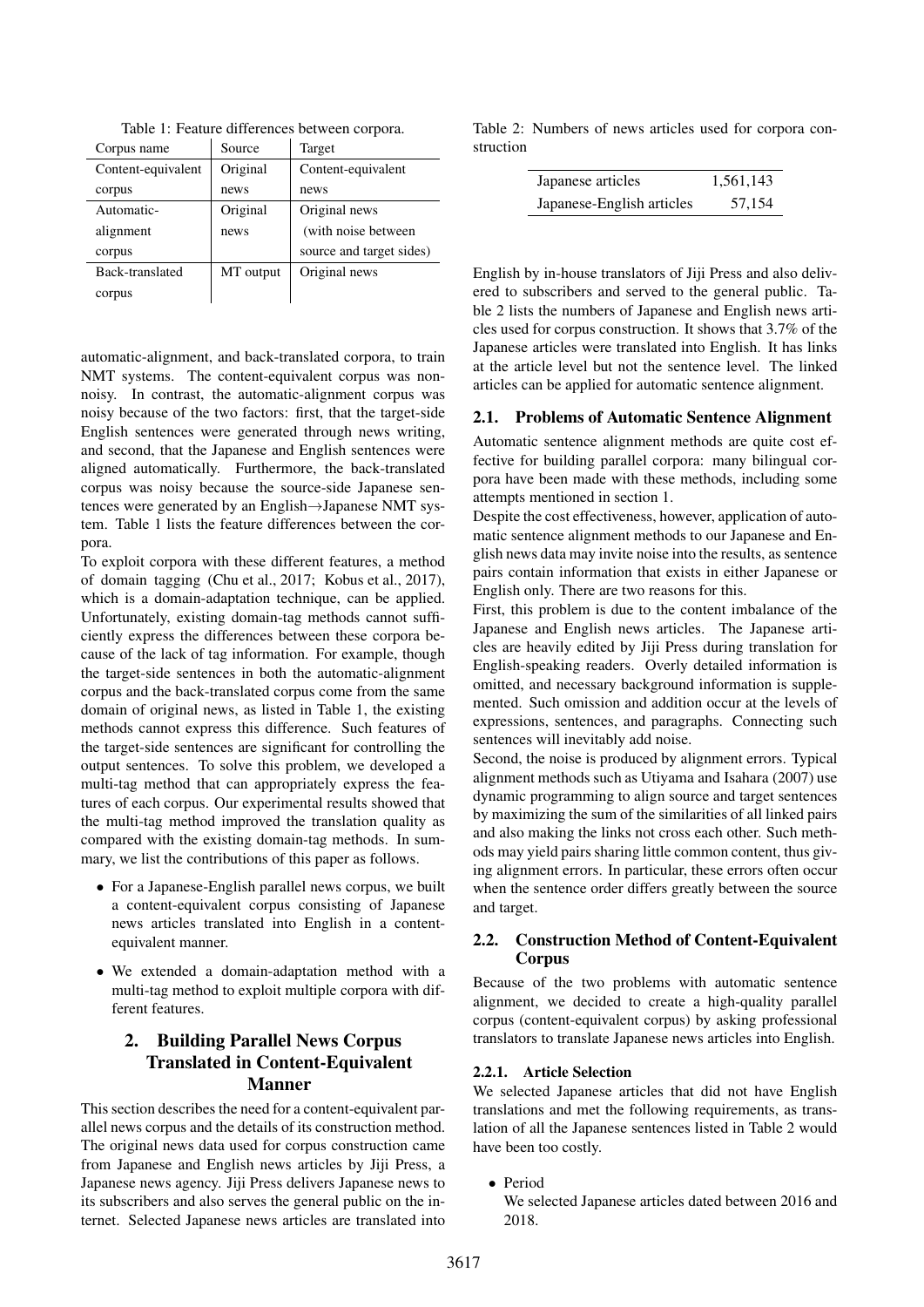Table 1: Feature differences between corpora.

| Corpus name | Source | Target |
|---|---|---|
| Content-equivalent corpus | Original news | Content-equivalent news |
| Automatic-alignment corpus | Original news | Original news (with noise between source and target sides) |
| Back-translated corpus | MT output | Original news |

automatic-alignment, and back-translated corpora, to train NMT systems. The content-equivalent corpus was non-noisy. In contrast, the automatic-alignment corpus was noisy because of the two factors: first, that the target-side English sentences were generated through news writing, and second, that the Japanese and English sentences were aligned automatically. Furthermore, the back-translated corpus was noisy because the source-side Japanese sentences were generated by an English→Japanese NMT system. Table 1 lists the feature differences between the corpora.

To exploit corpora with these different features, a method of domain tagging (Chu et al., 2017; Kobus et al., 2017), which is a domain-adaptation technique, can be applied. Unfortunately, existing domain-tag methods cannot sufficiently express the differences between these corpora because of the lack of tag information. For example, though the target-side sentences in both the automatic-alignment corpus and the back-translated corpus come from the same domain of original news, as listed in Table 1, the existing methods cannot express this difference. Such features of the target-side sentences are significant for controlling the output sentences. To solve this problem, we developed a multi-tag method that can appropriately express the features of each corpus. Our experimental results showed that the multi-tag method improved the translation quality as compared with the existing domain-tag methods. In summary, we list the contributions of this paper as follows.

- For a Japanese-English parallel news corpus, we built a content-equivalent corpus consisting of Japanese news articles translated into English in a content-equivalent manner.
- We extended a domain-adaptation method with a multi-tag method to exploit multiple corpora with different features.

## 2. Building Parallel News Corpus Translated in Content-Equivalent Manner

This section describes the need for a content-equivalent parallel news corpus and the details of its construction method. The original news data used for corpus construction came from Japanese and English news articles by Jiji Press, a Japanese news agency. Jiji Press delivers Japanese news to its subscribers and also serves the general public on the internet. Selected Japanese news articles are translated into English by in-house translators of Jiji Press and also delivered to subscribers and served to the general public. Table 2 lists the numbers of Japanese and English news articles used for corpus construction. It shows that 3.7% of the Japanese articles were translated into English. It has links at the article level but not the sentence level. The linked articles can be applied for automatic sentence alignment.

Table 2: Numbers of news articles used for corpora construction

| | |
|---|---|
| Japanese articles | 1,561,143 |
| Japanese-English articles | 57,154 |

### 2.1. Problems of Automatic Sentence Alignment

Automatic sentence alignment methods are quite cost effective for building parallel corpora: many bilingual corpora have been made with these methods, including some attempts mentioned in section 1.

Despite the cost effectiveness, however, application of automatic sentence alignment methods to our Japanese and English news data may invite noise into the results, as sentence pairs contain information that exists in either Japanese or English only. There are two reasons for this.

First, this problem is due to the content imbalance of the Japanese and English news articles. The Japanese articles are heavily edited by Jiji Press during translation for English-speaking readers. Overly detailed information is omitted, and necessary background information is supplemented. Such omission and addition occur at the levels of expressions, sentences, and paragraphs. Connecting such sentences will inevitably add noise.

Second, the noise is produced by alignment errors. Typical alignment methods such as Utiyama and Isahara (2007) use dynamic programming to align source and target sentences by maximizing the sum of the similarities of all linked pairs and also making the links not cross each other. Such methods may yield pairs sharing little common content, thus giving alignment errors. In particular, these errors often occur when the sentence order differs greatly between the source and target.

### 2.2. Construction Method of Content-Equivalent Corpus

Because of the two problems with automatic sentence alignment, we decided to create a high-quality parallel corpus (content-equivalent corpus) by asking professional translators to translate Japanese news articles into English.

#### 2.2.1. Article Selection

We selected Japanese articles that did not have English translations and met the following requirements, as translation of all the Japanese sentences listed in Table 2 would have been too costly.

- Period
  We selected Japanese articles dated between 2016 and 2018.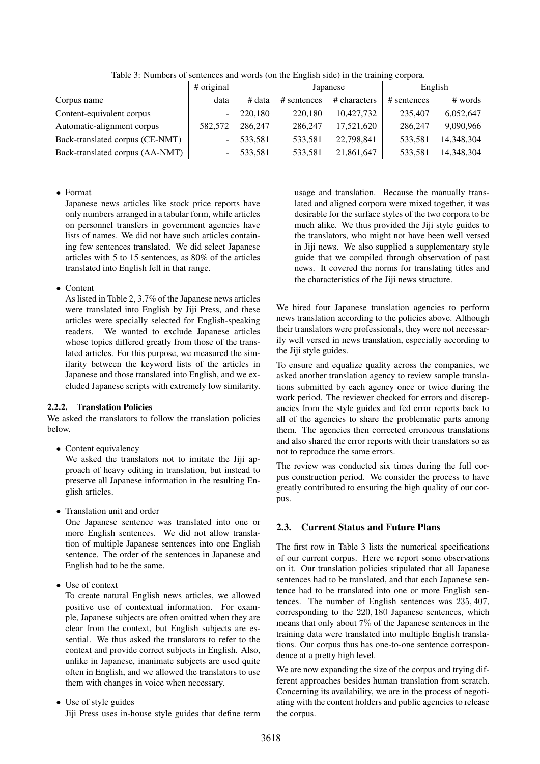Table 3: Numbers of sentences and words (on the English side) in the training corpora.

| | # original | | Japanese | | English | |
|---|---|---|---|---|---|---|
| Corpus name | data | # data | # sentences | # characters | # sentences | # words |
| Content-equivalent corpus | - | 220,180 | 220,180 | 10,427,732 | 235,407 | 6,052,647 |
| Automatic-alignment corpus | 582,572 | 286,247 | 286,247 | 17,521,620 | 286,247 | 9,090,966 |
| Back-translated corpus (CE-NMT) | - | 533,581 | 533,581 | 22,798,841 | 533,581 | 14,348,304 |
| Back-translated corpus (AA-NMT) | - | 533,581 | 533,581 | 21,861,647 | 533,581 | 14,348,304 |

- Format
  Japanese news articles like stock price reports have only numbers arranged in a tabular form, while articles on personnel transfers in government agencies have lists of names. We did not have such articles containing few sentences translated. We did select Japanese articles with 5 to 15 sentences, as 80% of the articles translated into English fell in that range.

- Content
  As listed in Table 2, 3.7% of the Japanese news articles were translated into English by Jiji Press, and these articles were specially selected for English-speaking readers. We wanted to exclude Japanese articles whose topics differed greatly from those of the translated articles. For this purpose, we measured the similarity between the keyword lists of the articles in Japanese and those translated into English, and we excluded Japanese scripts with extremely low similarity.

#### 2.2.2. Translation Policies

We asked the translators to follow the translation policies below.

- Content equivalency
  We asked the translators not to imitate the Jiji approach of heavy editing in translation, but instead to preserve all Japanese information in the resulting English articles.

- Translation unit and order
  One Japanese sentence was translated into one or more English sentences. We did not allow translation of multiple Japanese sentences into one English sentence. The order of the sentences in Japanese and English had to be the same.

- Use of context
  To create natural English news articles, we allowed positive use of contextual information. For example, Japanese subjects are often omitted when they are clear from the context, but English subjects are essential. We thus asked the translators to refer to the context and provide correct subjects in English. Also, unlike in Japanese, inanimate subjects are used quite often in English, and we allowed the translators to use them with changes in voice when necessary.

- Use of style guides
  Jiji Press uses in-house style guides that define term usage and translation. Because the manually translated and aligned corpora were mixed together, it was desirable for the surface styles of the two corpora to be much alike. We thus provided the Jiji style guides to the translators, who might not have been well versed in Jiji news. We also supplied a supplementary style guide that we compiled through observation of past news. It covered the norms for translating titles and the characteristics of the Jiji news structure.

We hired four Japanese translation agencies to perform news translation according to the policies above. Although their translators were professionals, they were not necessarily well versed in news translation, especially according to the Jiji style guides.

To ensure and equalize quality across the companies, we asked another translation agency to review sample translations submitted by each agency once or twice during the work period. The reviewer checked for errors and discrepancies from the style guides and fed error reports back to all of the agencies to share the problematic parts among them. The agencies then corrected erroneous translations and also shared the error reports with their translators so as not to reproduce the same errors.

The review was conducted six times during the full corpus construction period. We consider the process to have greatly contributed to ensuring the high quality of our corpus.

### 2.3. Current Status and Future Plans

The first row in Table 3 lists the numerical specifications of our current corpus. Here we report some observations on it. Our translation policies stipulated that all Japanese sentences had to be translated, and that each Japanese sentence had to be translated into one or more English sentences. The number of English sentences was $235,407$, corresponding to the $220,180$ Japanese sentences, which means that only about $7\%$ of the Japanese sentences in the training data were translated into multiple English translations. Our corpus thus has one-to-one sentence correspondence at a pretty high level.

We are now expanding the size of the corpus and trying different approaches besides human translation from scratch. Concerning its availability, we are in the process of negotiating with the content holders and public agencies to release the corpus.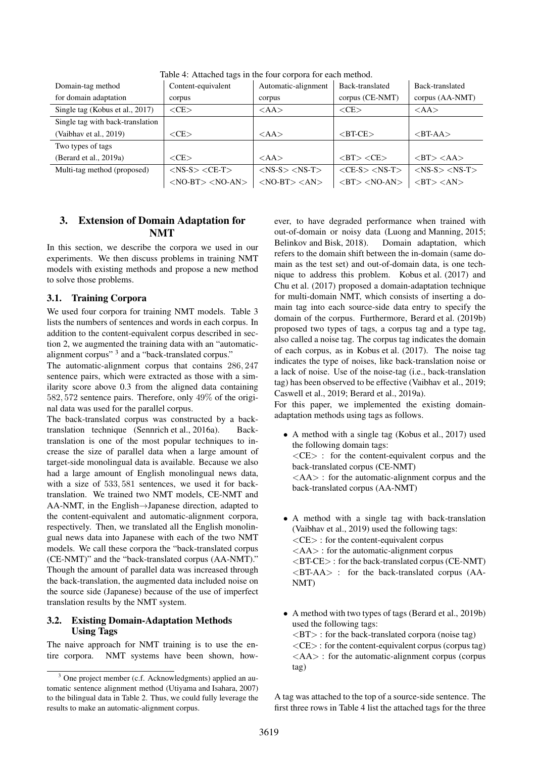Table 4: Attached tags in the four corpora for each method.

| Domain-tag method for domain adaptation | Content-equivalent corpus | Automatic-alignment corpus | Back-translated corpus (CE-NMT) | Back-translated corpus (AA-NMT) |
|---|---|---|---|---|
| Single tag (Kobus et al., 2017) | <CE> | <AA> | <CE> | <AA> |
| Single tag with back-translation (Vaibhav et al., 2019) | <CE> | <AA> | <BT-CE> | <BT-AA> |
| Two types of tags (Berard et al., 2019a) | <CE> | <AA> | <BT> <CE> | <BT> <AA> |
| Multi-tag method (proposed) | <NS-S> <CE-T> <NO-BT> <NO-AN> | <NS-S> <NS-T> <NO-BT> <AN> | <CE-S> <NS-T> <BT> <NO-AN> | <NS-S> <NS-T> <BT> <AN> |

## 3. Extension of Domain Adaptation for NMT

In this section, we describe the corpora we used in our experiments. We then discuss problems in training NMT models with existing methods and propose a new method to solve those problems.

### 3.1. Training Corpora

We used four corpora for training NMT models. Table 3 lists the numbers of sentences and words in each corpus. In addition to the content-equivalent corpus described in section 2, we augmented the training data with an "automatic-alignment corpus" [3] and a "back-translated corpus."

The automatic-alignment corpus that contains $286,247$ sentence pairs, which were extracted as those with a similarity score above 0.3 from the aligned data containing $582,572$ sentence pairs. Therefore, only $49\%$ of the original data was used for the parallel corpus.

The back-translated corpus was constructed by a back-translation technique (Sennrich et al., 2016a). Back-translation is one of the most popular techniques to increase the size of parallel data when a large amount of target-side monolingual data is available. Because we also had a large amount of English monolingual news data, with a size of $533,581$ sentences, we used it for back-translation. We trained two NMT models, CE-NMT and AA-NMT, in the English→Japanese direction, adapted to the content-equivalent and automatic-alignment corpora, respectively. Then, we translated all the English monolingual news data into Japanese with each of the two NMT models. We call these corpora the "back-translated corpus (CE-NMT)" and the "back-translated corpus (AA-NMT)." Though the amount of parallel data was increased through the back-translation, the augmented data included noise on the source side (Japanese) because of the use of imperfect translation results by the NMT system.

### 3.2. Existing Domain-Adaptation Methods Using Tags

The naive approach for NMT training is to use the entire corpora. NMT systems have been shown, however, to have degraded performance when trained with out-of-domain or noisy data (Luong and Manning, 2015; Belinkov and Bisk, 2018). Domain adaptation, which refers to the domain shift between the in-domain (same domain as the test set) and out-of-domain data, is one technique to address this problem. Kobus et al. (2017) and Chu et al. (2017) proposed a domain-adaptation technique for multi-domain NMT, which consists of inserting a domain tag into each source-side data entry to specify the domain of the corpus. Furthermore, Berard et al. (2019b) proposed two types of tags, a corpus tag and a type tag, also called a noise tag. The corpus tag indicates the domain of each corpus, as in Kobus et al. (2017). The noise tag indicates the type of noises, like back-translation noise or a lack of noise. Use of the noise-tag (i.e., back-translation tag) has been observed to be effective (Vaibhav et al., 2019; Caswell et al., 2019; Berard et al., 2019a).

For this paper, we implemented the existing domain-adaptation methods using tags as follows.

- A method with a single tag (Kobus et al., 2017) used the following domain tags:
  <CE> : for the content-equivalent corpus and the back-translated corpus (CE-NMT)
  <AA> : for the automatic-alignment corpus and the back-translated corpus (AA-NMT)

- A method with a single tag with back-translation (Vaibhav et al., 2019) used the following tags:
  <CE> : for the content-equivalent corpus
  <AA> : for the automatic-alignment corpus
  <BT-CE> : for the back-translated corpus (CE-NMT)
  <BT-AA> : for the back-translated corpus (AA-NMT)

- A method with two types of tags (Berard et al., 2019b) used the following tags:
  <BT> : for the back-translated corpora (noise tag)
  <CE> : for the content-equivalent corpus (corpus tag)
  <AA> : for the automatic-alignment corpus (corpus tag)

A tag was attached to the top of a source-side sentence. The first three rows in Table 4 list the attached tags for the three

[3] One project member (c.f. Acknowledgments) applied an automatic sentence alignment method (Utiyama and Isahara, 2007) to the bilingual data in Table 2. Thus, we could fully leverage the results to make an automatic-alignment corpus.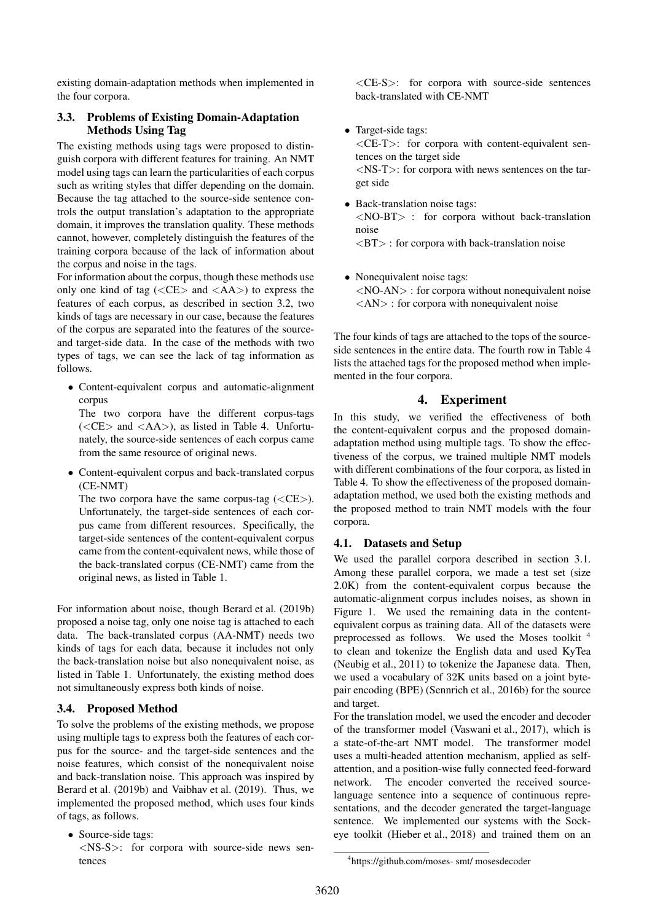existing domain-adaptation methods when implemented in the four corpora.

### 3.3. Problems of Existing Domain-Adaptation Methods Using Tag

The existing methods using tags were proposed to distinguish corpora with different features for training. An NMT model using tags can learn the particularities of each corpus such as writing styles that differ depending on the domain. Because the tag attached to the source-side sentence controls the output translation's adaptation to the appropriate domain, it improves the translation quality. These methods cannot, however, completely distinguish the features of the training corpora because of the lack of information about the corpus and noise in the tags.

For information about the corpus, though these methods use only one kind of tag (<CE> and <AA>) to express the features of each corpus, as described in section 3.2, two kinds of tags are necessary in our case, because the features of the corpus are separated into the features of the source- and target-side data. In the case of the methods with two types of tags, we can see the lack of tag information as follows.

- Content-equivalent corpus and automatic-alignment corpus
  The two corpora have the different corpus-tags (<CE> and <AA>), as listed in Table 4. Unfortunately, the source-side sentences of each corpus came from the same resource of original news.
- Content-equivalent corpus and back-translated corpus (CE-NMT)
  The two corpora have the same corpus-tag (<CE>). Unfortunately, the target-side sentences of each corpus came from different resources. Specifically, the target-side sentences of the content-equivalent corpus came from the content-equivalent news, while those of the back-translated corpus (CE-NMT) came from the original news, as listed in Table 1.

For information about noise, though Berard et al. (2019b) proposed a noise tag, only one noise tag is attached to each data. The back-translated corpus (AA-NMT) needs two kinds of tags for each data, because it includes not only the back-translation noise but also nonequivalent noise, as listed in Table 1. Unfortunately, the existing method does not simultaneously express both kinds of noise.

### 3.4. Proposed Method

To solve the problems of the existing methods, we propose using multiple tags to express both the features of each corpus for the source- and the target-side sentences and the noise features, which consist of the nonequivalent noise and back-translation noise. This approach was inspired by Berard et al. (2019b) and Vaibhav et al. (2019). Thus, we implemented the proposed method, which uses four kinds of tags, as follows.

- Source-side tags:
  <NS-S>: for corpora with source-side news sentences
  <CE-S>: for corpora with source-side sentences back-translated with CE-NMT
- Target-side tags:
  <CE-T>: for corpora with content-equivalent sentences on the target side
  <NS-T>: for corpora with news sentences on the target side
- Back-translation noise tags:
  <NO-BT> : for corpora without back-translation noise
  <BT> : for corpora with back-translation noise
- Nonequivalent noise tags:
  <NO-AN> : for corpora without nonequivalent noise
  <AN> : for corpora with nonequivalent noise

The four kinds of tags are attached to the tops of the source-side sentences in the entire data. The fourth row in Table 4 lists the attached tags for the proposed method when implemented in the four corpora.

## 4. Experiment

In this study, we verified the effectiveness of both the content-equivalent corpus and the proposed domain-adaptation method using multiple tags. To show the effectiveness of the corpus, we trained multiple NMT models with different combinations of the four corpora, as listed in Table 4. To show the effectiveness of the proposed domain-adaptation method, we used both the existing methods and the proposed method to train NMT models with the four corpora.

### 4.1. Datasets and Setup

We used the parallel corpora described in section 3.1. Among these parallel corpora, we made a test set (size 2.0K) from the content-equivalent corpus because the automatic-alignment corpus includes noises, as shown in Figure 1. We used the remaining data in the content-equivalent corpus as training data. All of the datasets were preprocessed as follows. We used the Moses toolkit [4] to clean and tokenize the English data and used KyTea (Neubig et al., 2011) to tokenize the Japanese data. Then, we used a vocabulary of 32K units based on a joint byte-pair encoding (BPE) (Sennrich et al., 2016b) for the source and target.

For the translation model, we used the encoder and decoder of the transformer model (Vaswani et al., 2017), which is a state-of-the-art NMT model. The transformer model uses a multi-headed attention mechanism, applied as self-attention, and a position-wise fully connected feed-forward network. The encoder converted the received source-language sentence into a sequence of continuous representations, and the decoder generated the target-language sentence. We implemented our systems with the Sockeye toolkit (Hieber et al., 2018) and trained them on an

[4] https://github.com/moses-smt/mosesdecoder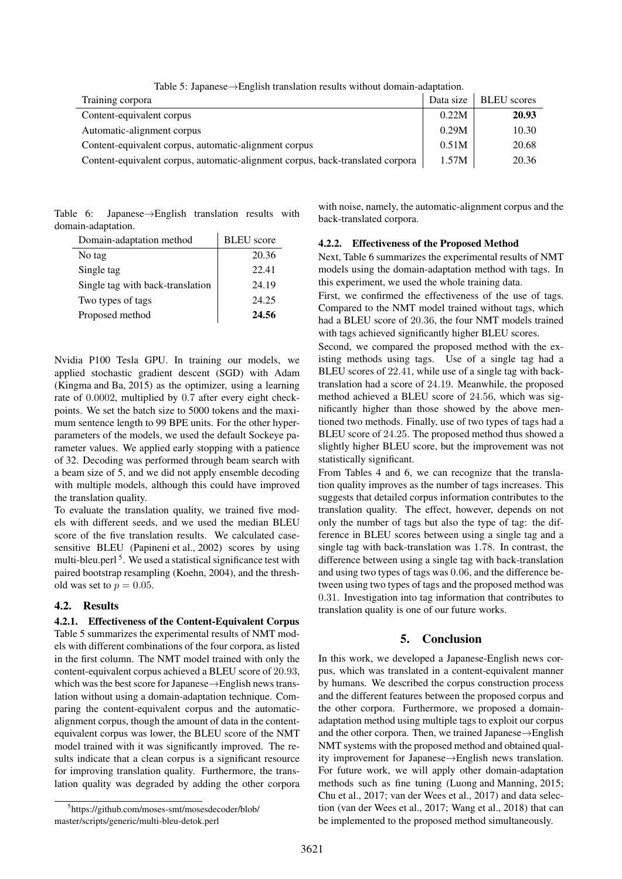Table 5: Japanese→English translation results without domain-adaptation.

| Training corpora | Data size | BLEU scores |
|---|---|---|
| Content-equivalent corpus | 0.22M | **20.93** |
| Automatic-alignment corpus | 0.29M | 10.30 |
| Content-equivalent corpus, automatic-alignment corpus | 0.51M | 20.68 |
| Content-equivalent corpus, automatic-alignment corpus, back-translated corpora | 1.57M | 20.36 |

Table 6: Japanese→English translation results with domain-adaptation.

| Domain-adaptation method | BLEU score |
|---|---|
| No tag | 20.36 |
| Single tag | 22.41 |
| Single tag with back-translation | 24.19 |
| Two types of tags | 24.25 |
| Proposed method | **24.56** |

Nvidia P100 Tesla GPU. In training our models, we applied stochastic gradient descent (SGD) with Adam (Kingma and Ba, 2015) as the optimizer, using a learning rate of $0.0002$, multiplied by $0.7$ after every eight checkpoints. We set the batch size to 5000 tokens and the maximum sentence length to 99 BPE units. For the other hyperparameters of the models, we used the default Sockeye parameter values. We applied early stopping with a patience of 32. Decoding was performed through beam search with a beam size of 5, and we did not apply ensemble decoding with multiple models, although this could have improved the translation quality.

To evaluate the translation quality, we trained five models with different seeds, and we used the median BLEU score of the five translation results. We calculated case-sensitive BLEU (Papineni et al., 2002) scores by using multi-bleu.perl[5]. We used a statistical significance test with paired bootstrap resampling (Koehn, 2004), and the threshold was set to $p = 0.05$.

### 4.2. Results

#### 4.2.1. Effectiveness of the Content-Equivalent Corpus

Table 5 summarizes the experimental results of NMT models with different combinations of the four corpora, as listed in the first column. The NMT model trained with only the content-equivalent corpus achieved a BLEU score of $20.93$, which was the best score for Japanese→English news translation without using a domain-adaptation technique. Comparing the content-equivalent corpus and the automatic-alignment corpus, though the amount of data in the content-equivalent corpus was lower, the BLEU score of the NMT model trained with it was significantly improved. The results indicate that a clean corpus is a significant resource for improving translation quality. Furthermore, the translation quality was degraded by adding the other corpora with noise, namely, the automatic-alignment corpus and the back-translated corpora.

#### 4.2.2. Effectiveness of the Proposed Method

Next, Table 6 summarizes the experimental results of NMT models using the domain-adaptation method with tags. In this experiment, we used the whole training data.

First, we confirmed the effectiveness of the use of tags. Compared to the NMT model trained without tags, which had a BLEU score of $20.36$, the four NMT models trained with tags achieved significantly higher BLEU scores.

Second, we compared the proposed method with the existing methods using tags. Use of a single tag had a BLEU scores of $22.41$, while use of a single tag with back-translation had a score of $24.19$. Meanwhile, the proposed method achieved a BLEU score of $24.56$, which was significantly higher than those showed by the above mentioned two methods. Finally, use of two types of tags had a BLEU score of $24.25$. The proposed method thus showed a slightly higher BLEU score, but the improvement was not statistically significant.

From Tables 4 and 6, we can recognize that the translation quality improves as the number of tags increases. This suggests that detailed corpus information contributes to the translation quality. The effect, however, depends on not only the number of tags but also the type of tag: the difference in BLEU scores between using a single tag and a single tag with back-translation was $1.78$. In contrast, the difference between using a single tag with back-translation and using two types of tags was $0.06$, and the difference between using two types of tags and the proposed method was $0.31$. Investigation into tag information that contributes to translation quality is one of our future works.

## 5. Conclusion

In this work, we developed a Japanese-English news corpus, which was translated in a content-equivalent manner by humans. We described the corpus construction process and the different features between the proposed corpus and the other corpora. Furthermore, we proposed a domain-adaptation method using multiple tags to exploit our corpus and the other corpora. Then, we trained Japanese→English NMT systems with the proposed method and obtained quality improvement for Japanese→English news translation. For future work, we will apply other domain-adaptation methods such as fine tuning (Luong and Manning, 2015; Chu et al., 2017; van der Wees et al., 2017) and data selection (van der Wees et al., 2017; Wang et al., 2018) that can be implemented to the proposed method simultaneously.

[5]https://github.com/moses-smt/mosesdecoder/blob/master/scripts/generic/multi-bleu-detok.perl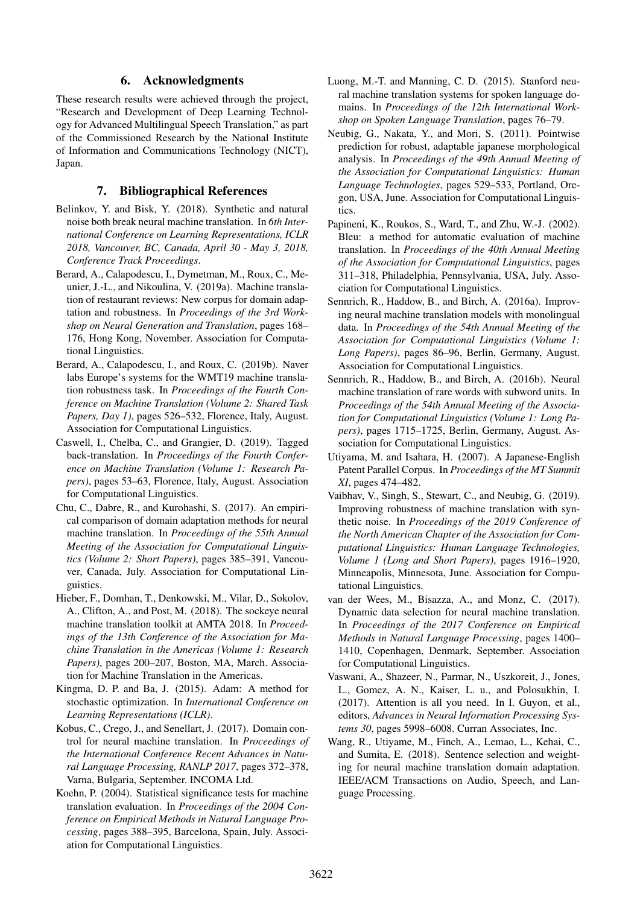## 6. Acknowledgments

These research results were achieved through the project, "Research and Development of Deep Learning Technology for Advanced Multilingual Speech Translation," as part of the Commissioned Research by the National Institute of Information and Communications Technology (NICT), Japan.

## 7. Bibliographical References

Belinkov, Y. and Bisk, Y. (2018). Synthetic and natural noise both break neural machine translation. In *6th International Conference on Learning Representations, ICLR 2018, Vancouver, BC, Canada, April 30 - May 3, 2018, Conference Track Proceedings*.

Berard, A., Calapodescu, I., Dymetman, M., Roux, C., Meunier, J.-L., and Nikoulina, V. (2019a). Machine translation of restaurant reviews: New corpus for domain adaptation and robustness. In *Proceedings of the 3rd Workshop on Neural Generation and Translation*, pages 168–176, Hong Kong, November. Association for Computational Linguistics.

Berard, A., Calapodescu, I., and Roux, C. (2019b). Naver labs Europe's systems for the WMT19 machine translation robustness task. In *Proceedings of the Fourth Conference on Machine Translation (Volume 2: Shared Task Papers, Day 1)*, pages 526–532, Florence, Italy, August. Association for Computational Linguistics.

Caswell, I., Chelba, C., and Grangier, D. (2019). Tagged back-translation. In *Proceedings of the Fourth Conference on Machine Translation (Volume 1: Research Papers)*, pages 53–63, Florence, Italy, August. Association for Computational Linguistics.

Chu, C., Dabre, R., and Kurohashi, S. (2017). An empirical comparison of domain adaptation methods for neural machine translation. In *Proceedings of the 55th Annual Meeting of the Association for Computational Linguistics (Volume 2: Short Papers)*, pages 385–391, Vancouver, Canada, July. Association for Computational Linguistics.

Hieber, F., Domhan, T., Denkowski, M., Vilar, D., Sokolov, A., Clifton, A., and Post, M. (2018). The sockeye neural machine translation toolkit at AMTA 2018. In *Proceedings of the 13th Conference of the Association for Machine Translation in the Americas (Volume 1: Research Papers)*, pages 200–207, Boston, MA, March. Association for Machine Translation in the Americas.

Kingma, D. P. and Ba, J. (2015). Adam: A method for stochastic optimization. In *International Conference on Learning Representations (ICLR)*.

Kobus, C., Crego, J., and Senellart, J. (2017). Domain control for neural machine translation. In *Proceedings of the International Conference Recent Advances in Natural Language Processing, RANLP 2017*, pages 372–378, Varna, Bulgaria, September. INCOMA Ltd.

Koehn, P. (2004). Statistical significance tests for machine translation evaluation. In *Proceedings of the 2004 Conference on Empirical Methods in Natural Language Processing*, pages 388–395, Barcelona, Spain, July. Association for Computational Linguistics.

Luong, M.-T. and Manning, C. D. (2015). Stanford neural machine translation systems for spoken language domains. In *Proceedings of the 12th International Workshop on Spoken Language Translation*, pages 76–79.

Neubig, G., Nakata, Y., and Mori, S. (2011). Pointwise prediction for robust, adaptable japanese morphological analysis. In *Proceedings of the 49th Annual Meeting of the Association for Computational Linguistics: Human Language Technologies*, pages 529–533, Portland, Oregon, USA, June. Association for Computational Linguistics.

Papineni, K., Roukos, S., Ward, T., and Zhu, W.-J. (2002). Bleu: a method for automatic evaluation of machine translation. In *Proceedings of the 40th Annual Meeting of the Association for Computational Linguistics*, pages 311–318, Philadelphia, Pennsylvania, USA, July. Association for Computational Linguistics.

Sennrich, R., Haddow, B., and Birch, A. (2016a). Improving neural machine translation models with monolingual data. In *Proceedings of the 54th Annual Meeting of the Association for Computational Linguistics (Volume 1: Long Papers)*, pages 86–96, Berlin, Germany, August. Association for Computational Linguistics.

Sennrich, R., Haddow, B., and Birch, A. (2016b). Neural machine translation of rare words with subword units. In *Proceedings of the 54th Annual Meeting of the Association for Computational Linguistics (Volume 1: Long Papers)*, pages 1715–1725, Berlin, Germany, August. Association for Computational Linguistics.

Utiyama, M. and Isahara, H. (2007). A Japanese-English Patent Parallel Corpus. In *Proceedings of the MT Summit XI*, pages 474–482.

Vaibhav, V., Singh, S., Stewart, C., and Neubig, G. (2019). Improving robustness of machine translation with synthetic noise. In *Proceedings of the 2019 Conference of the North American Chapter of the Association for Computational Linguistics: Human Language Technologies, Volume 1 (Long and Short Papers)*, pages 1916–1920, Minneapolis, Minnesota, June. Association for Computational Linguistics.

van der Wees, M., Bisazza, A., and Monz, C. (2017). Dynamic data selection for neural machine translation. In *Proceedings of the 2017 Conference on Empirical Methods in Natural Language Processing*, pages 1400–1410, Copenhagen, Denmark, September. Association for Computational Linguistics.

Vaswani, A., Shazeer, N., Parmar, N., Uszkoreit, J., Jones, L., Gomez, A. N., Kaiser, L. u., and Polosukhin, I. (2017). Attention is all you need. In I. Guyon, et al., editors, *Advances in Neural Information Processing Systems 30*, pages 5998–6008. Curran Associates, Inc.

Wang, R., Utiyame, M., Finch, A., Lemao, L., Kehai, C., and Sumita, E. (2018). Sentence selection and weighting for neural machine translation domain adaptation. IEEE/ACM Transactions on Audio, Speech, and Language Processing.